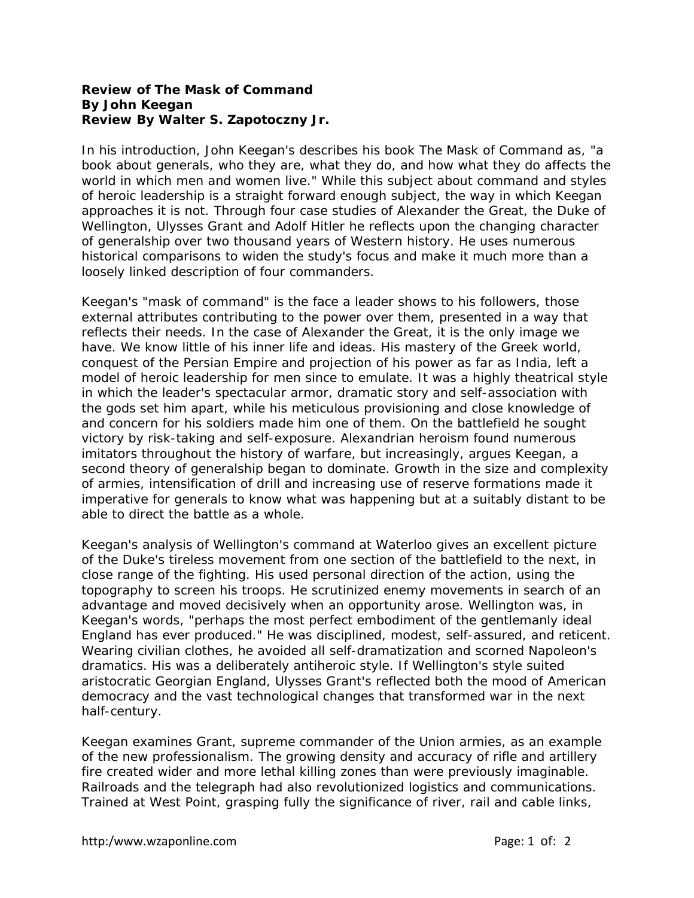**Review of The Mask of Command**
**By John Keegan**
**Review By Walter S. Zapotoczny Jr.**

In his introduction, John Keegan's describes his book The Mask of Command as, "a book about generals, who they are, what they do, and how what they do affects the world in which men and women live." While this subject about command and styles of heroic leadership is a straight forward enough subject, the way in which Keegan approaches it is not. Through four case studies of Alexander the Great, the Duke of Wellington, Ulysses Grant and Adolf Hitler he reflects upon the changing character of generalship over two thousand years of Western history. He uses numerous historical comparisons to widen the study's focus and make it much more than a loosely linked description of four commanders.

Keegan's "mask of command" is the face a leader shows to his followers, those external attributes contributing to the power over them, presented in a way that reflects their needs. In the case of Alexander the Great, it is the only image we have. We know little of his inner life and ideas. His mastery of the Greek world, conquest of the Persian Empire and projection of his power as far as India, left a model of heroic leadership for men since to emulate. It was a highly theatrical style in which the leader's spectacular armor, dramatic story and self-association with the gods set him apart, while his meticulous provisioning and close knowledge of and concern for his soldiers made him one of them. On the battlefield he sought victory by risk-taking and self-exposure. Alexandrian heroism found numerous imitators throughout the history of warfare, but increasingly, argues Keegan, a second theory of generalship began to dominate. Growth in the size and complexity of armies, intensification of drill and increasing use of reserve formations made it imperative for generals to know what was happening but at a suitably distant to be able to direct the battle as a whole.

Keegan's analysis of Wellington's command at Waterloo gives an excellent picture of the Duke's tireless movement from one section of the battlefield to the next, in close range of the fighting. His used personal direction of the action, using the topography to screen his troops. He scrutinized enemy movements in search of an advantage and moved decisively when an opportunity arose. Wellington was, in Keegan's words, "perhaps the most perfect embodiment of the gentlemanly ideal England has ever produced." He was disciplined, modest, self-assured, and reticent. Wearing civilian clothes, he avoided all self-dramatization and scorned Napoleon's dramatics. His was a deliberately antiheroic style. If Wellington's style suited aristocratic Georgian England, Ulysses Grant's reflected both the mood of American democracy and the vast technological changes that transformed war in the next half-century.

Keegan examines Grant, supreme commander of the Union armies, as an example of the new professionalism. The growing density and accuracy of rifle and artillery fire created wider and more lethal killing zones than were previously imaginable. Railroads and the telegraph had also revolutionized logistics and communications. Trained at West Point, grasping fully the significance of river, rail and cable links,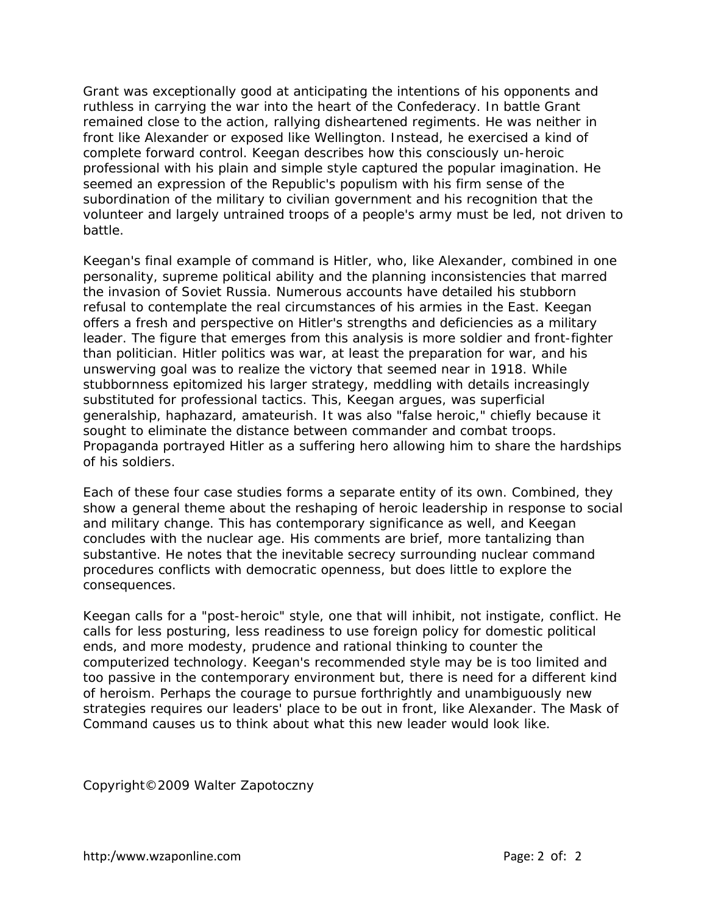Grant was exceptionally good at anticipating the intentions of his opponents and ruthless in carrying the war into the heart of the Confederacy. In battle Grant remained close to the action, rallying disheartened regiments. He was neither in front like Alexander or exposed like Wellington. Instead, he exercised a kind of complete forward control. Keegan describes how this consciously un-heroic professional with his plain and simple style captured the popular imagination. He seemed an expression of the Republic's populism with his firm sense of the subordination of the military to civilian government and his recognition that the volunteer and largely untrained troops of a people's army must be led, not driven to battle.

Keegan's final example of command is Hitler, who, like Alexander, combined in one personality, supreme political ability and the planning inconsistencies that marred the invasion of Soviet Russia. Numerous accounts have detailed his stubborn refusal to contemplate the real circumstances of his armies in the East. Keegan offers a fresh and perspective on Hitler's strengths and deficiencies as a military leader. The figure that emerges from this analysis is more soldier and front-fighter than politician. Hitler politics was war, at least the preparation for war, and his unswerving goal was to realize the victory that seemed near in 1918. While stubbornness epitomized his larger strategy, meddling with details increasingly substituted for professional tactics. This, Keegan argues, was superficial generalship, haphazard, amateurish. It was also "false heroic," chiefly because it sought to eliminate the distance between commander and combat troops. Propaganda portrayed Hitler as a suffering hero allowing him to share the hardships of his soldiers.

Each of these four case studies forms a separate entity of its own. Combined, they show a general theme about the reshaping of heroic leadership in response to social and military change. This has contemporary significance as well, and Keegan concludes with the nuclear age. His comments are brief, more tantalizing than substantive. He notes that the inevitable secrecy surrounding nuclear command procedures conflicts with democratic openness, but does little to explore the consequences.

Keegan calls for a "post-heroic" style, one that will inhibit, not instigate, conflict. He calls for less posturing, less readiness to use foreign policy for domestic political ends, and more modesty, prudence and rational thinking to counter the computerized technology. Keegan's recommended style may be is too limited and too passive in the contemporary environment but, there is need for a different kind of heroism. Perhaps the courage to pursue forthrightly and unambiguously new strategies requires our leaders' place to be out in front, like Alexander. The Mask of Command causes us to think about what this new leader would look like.

Copyright©2009 Walter Zapotoczny